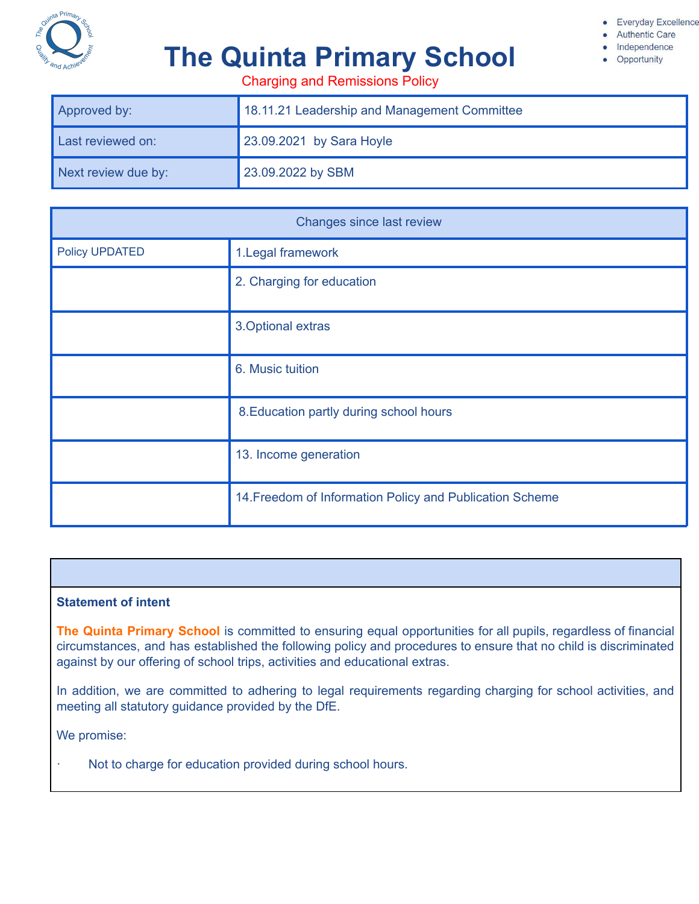# The Quinta Primary School

- Everyday Excellence
- Authentic Care
- Independence
- Opportunity

## Charging and Remissions Policy

| Approved by: | 18.11.21 Leadership and Management Committee |
|---|---|
| Last reviewed on: | 23.09.2021 by Sara Hoyle |
| Next review due by: | 23.09.2022 by SBM |

| Changes since last review | |
|---|---|
| Policy UPDATED | 1.Legal framework |
| | 2. Charging for education |
| | 3.Optional extras |
| | 6. Music tuition |
| | 8.Education partly during school hours |
| | 13. Income generation |
| | 14.Freedom of Information Policy and Publication Scheme |

**Statement of intent**

**The Quinta Primary School** is committed to ensuring equal opportunities for all pupils, regardless of financial circumstances, and has established the following policy and procedures to ensure that no child is discriminated against by our offering of school trips, activities and educational extras.

In addition, we are committed to adhering to legal requirements regarding charging for school activities, and meeting all statutory guidance provided by the DfE.

We promise:

- Not to charge for education provided during school hours.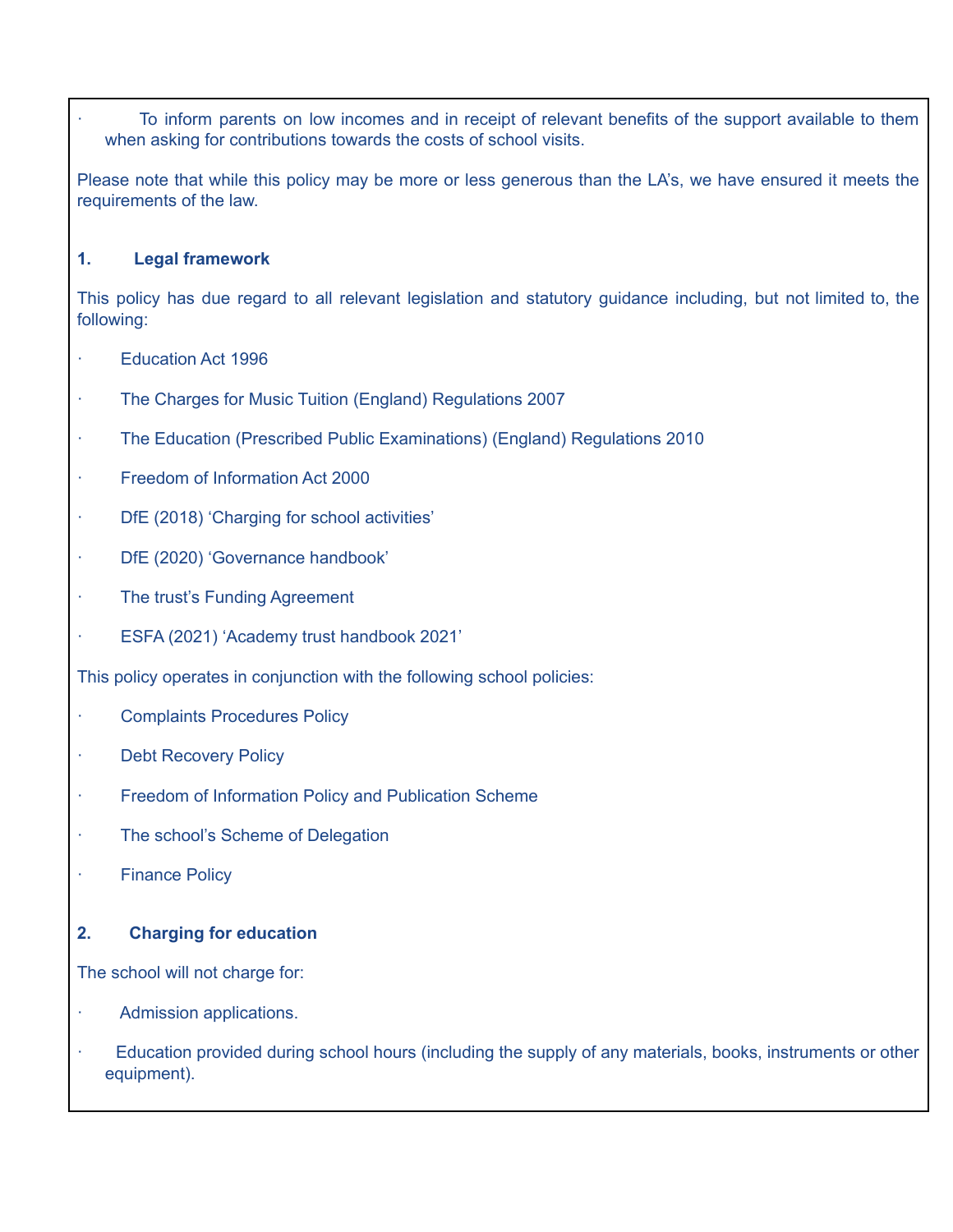- To inform parents on low incomes and in receipt of relevant benefits of the support available to them when asking for contributions towards the costs of school visits.

Please note that while this policy may be more or less generous than the LA's, we have ensured it meets the requirements of the law.

## 1. Legal framework

This policy has due regard to all relevant legislation and statutory guidance including, but not limited to, the following:

- Education Act 1996
- The Charges for Music Tuition (England) Regulations 2007
- The Education (Prescribed Public Examinations) (England) Regulations 2010
- Freedom of Information Act 2000
- DfE (2018) 'Charging for school activities'
- DfE (2020) 'Governance handbook'
- The trust's Funding Agreement
- ESFA (2021) 'Academy trust handbook 2021'

This policy operates in conjunction with the following school policies:

- Complaints Procedures Policy
- Debt Recovery Policy
- Freedom of Information Policy and Publication Scheme
- The school's Scheme of Delegation
- Finance Policy

## 2. Charging for education

The school will not charge for:

- Admission applications.
- Education provided during school hours (including the supply of any materials, books, instruments or other equipment).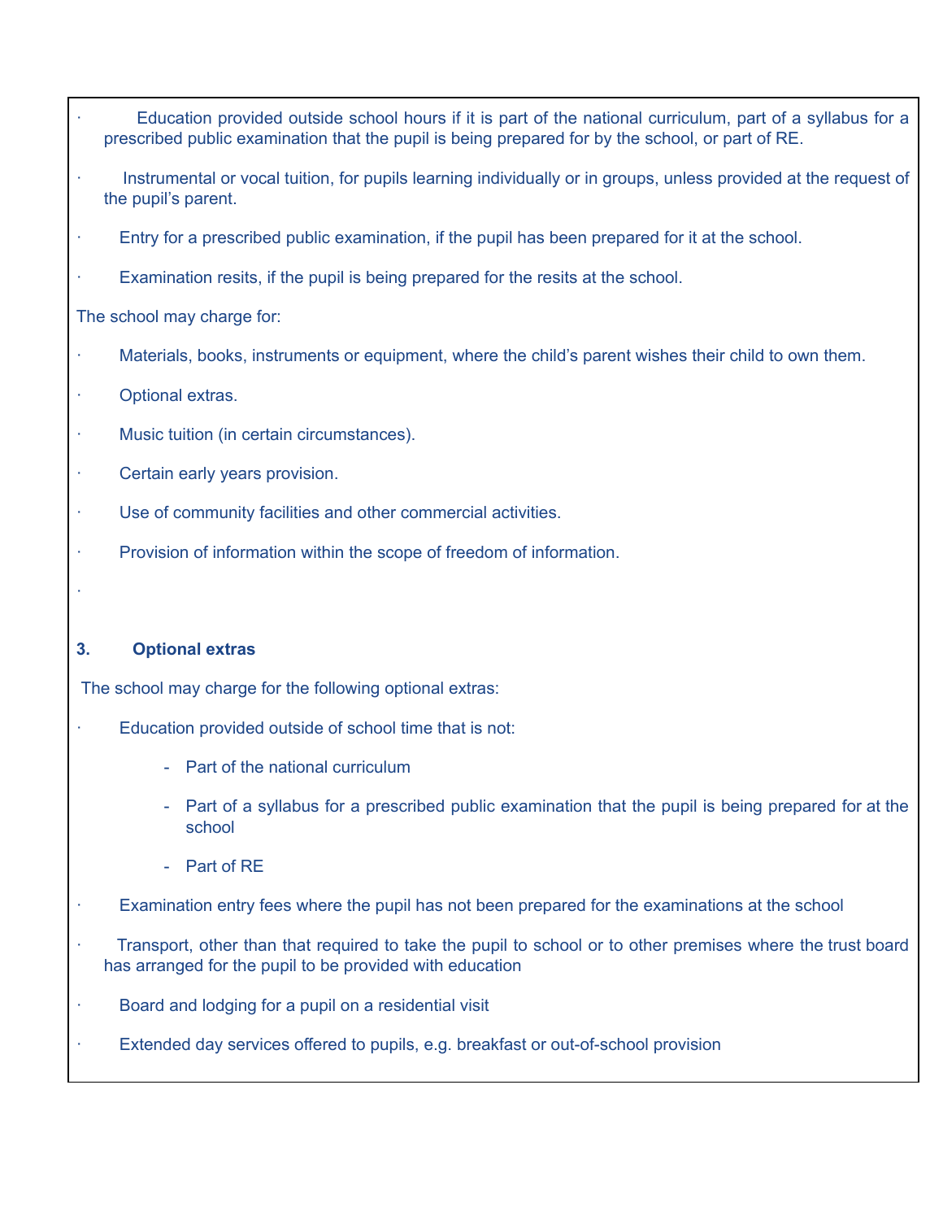- Education provided outside school hours if it is part of the national curriculum, part of a syllabus for a prescribed public examination that the pupil is being prepared for by the school, or part of RE.
- Instrumental or vocal tuition, for pupils learning individually or in groups, unless provided at the request of the pupil's parent.
- Entry for a prescribed public examination, if the pupil has been prepared for it at the school.
- Examination resits, if the pupil is being prepared for the resits at the school.

The school may charge for:

- Materials, books, instruments or equipment, where the child's parent wishes their child to own them.
- Optional extras.
- Music tuition (in certain circumstances).
- Certain early years provision.
- Use of community facilities and other commercial activities.
- Provision of information within the scope of freedom of information.

## 3. Optional extras

The school may charge for the following optional extras:

- Education provided outside of school time that is not:
  - Part of the national curriculum
  - Part of a syllabus for a prescribed public examination that the pupil is being prepared for at the school
  - Part of RE
- Examination entry fees where the pupil has not been prepared for the examinations at the school
- Transport, other than that required to take the pupil to school or to other premises where the trust board has arranged for the pupil to be provided with education
- Board and lodging for a pupil on a residential visit
- Extended day services offered to pupils, e.g. breakfast or out-of-school provision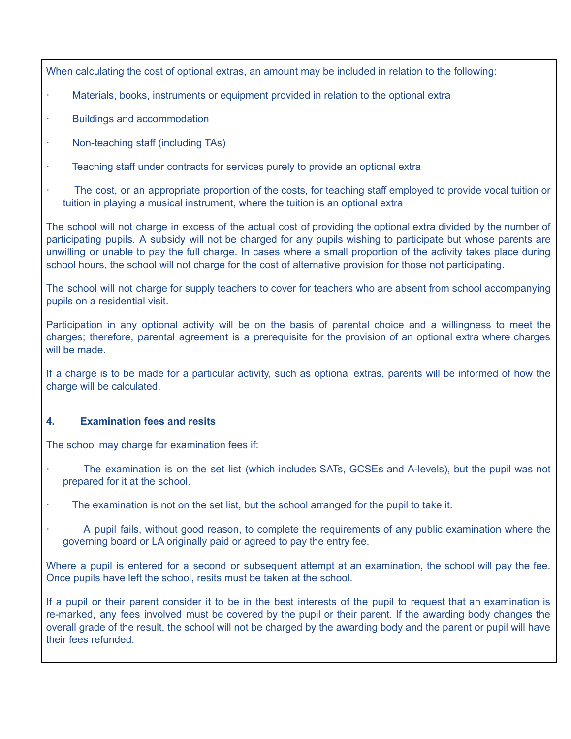When calculating the cost of optional extras, an amount may be included in relation to the following:

- Materials, books, instruments or equipment provided in relation to the optional extra
- Buildings and accommodation
- Non-teaching staff (including TAs)
- Teaching staff under contracts for services purely to provide an optional extra
- The cost, or an appropriate proportion of the costs, for teaching staff employed to provide vocal tuition or tuition in playing a musical instrument, where the tuition is an optional extra

The school will not charge in excess of the actual cost of providing the optional extra divided by the number of participating pupils. A subsidy will not be charged for any pupils wishing to participate but whose parents are unwilling or unable to pay the full charge. In cases where a small proportion of the activity takes place during school hours, the school will not charge for the cost of alternative provision for those not participating.

The school will not charge for supply teachers to cover for teachers who are absent from school accompanying pupils on a residential visit.

Participation in any optional activity will be on the basis of parental choice and a willingness to meet the charges; therefore, parental agreement is a prerequisite for the provision of an optional extra where charges will be made.

If a charge is to be made for a particular activity, such as optional extras, parents will be informed of how the charge will be calculated.

## 4. Examination fees and resits

The school may charge for examination fees if:

- The examination is on the set list (which includes SATs, GCSEs and A-levels), but the pupil was not prepared for it at the school.
- The examination is not on the set list, but the school arranged for the pupil to take it.
- A pupil fails, without good reason, to complete the requirements of any public examination where the governing board or LA originally paid or agreed to pay the entry fee.

Where a pupil is entered for a second or subsequent attempt at an examination, the school will pay the fee. Once pupils have left the school, resits must be taken at the school.

If a pupil or their parent consider it to be in the best interests of the pupil to request that an examination is re-marked, any fees involved must be covered by the pupil or their parent. If the awarding body changes the overall grade of the result, the school will not be charged by the awarding body and the parent or pupil will have their fees refunded.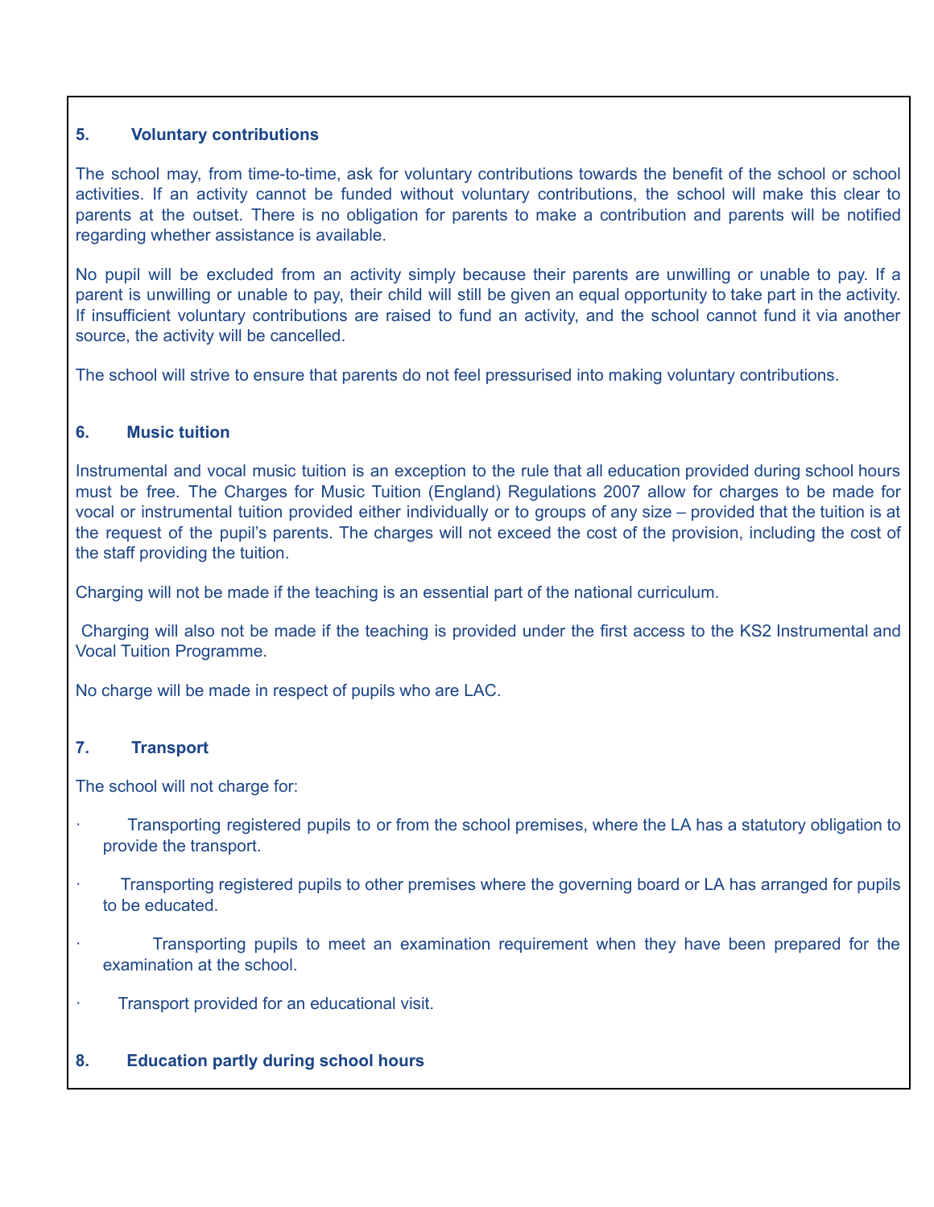## 5. Voluntary contributions

The school may, from time-to-time, ask for voluntary contributions towards the benefit of the school or school activities. If an activity cannot be funded without voluntary contributions, the school will make this clear to parents at the outset. There is no obligation for parents to make a contribution and parents will be notified regarding whether assistance is available.

No pupil will be excluded from an activity simply because their parents are unwilling or unable to pay. If a parent is unwilling or unable to pay, their child will still be given an equal opportunity to take part in the activity. If insufficient voluntary contributions are raised to fund an activity, and the school cannot fund it via another source, the activity will be cancelled.

The school will strive to ensure that parents do not feel pressurised into making voluntary contributions.

## 6. Music tuition

Instrumental and vocal music tuition is an exception to the rule that all education provided during school hours must be free. The Charges for Music Tuition (England) Regulations 2007 allow for charges to be made for vocal or instrumental tuition provided either individually or to groups of any size – provided that the tuition is at the request of the pupil's parents. The charges will not exceed the cost of the provision, including the cost of the staff providing the tuition.

Charging will not be made if the teaching is an essential part of the national curriculum.

Charging will also not be made if the teaching is provided under the first access to the KS2 Instrumental and Vocal Tuition Programme.

No charge will be made in respect of pupils who are LAC.

## 7. Transport

The school will not charge for:

- Transporting registered pupils to or from the school premises, where the LA has a statutory obligation to provide the transport.
- Transporting registered pupils to other premises where the governing board or LA has arranged for pupils to be educated.
- Transporting pupils to meet an examination requirement when they have been prepared for the examination at the school.
- Transport provided for an educational visit.

## 8. Education partly during school hours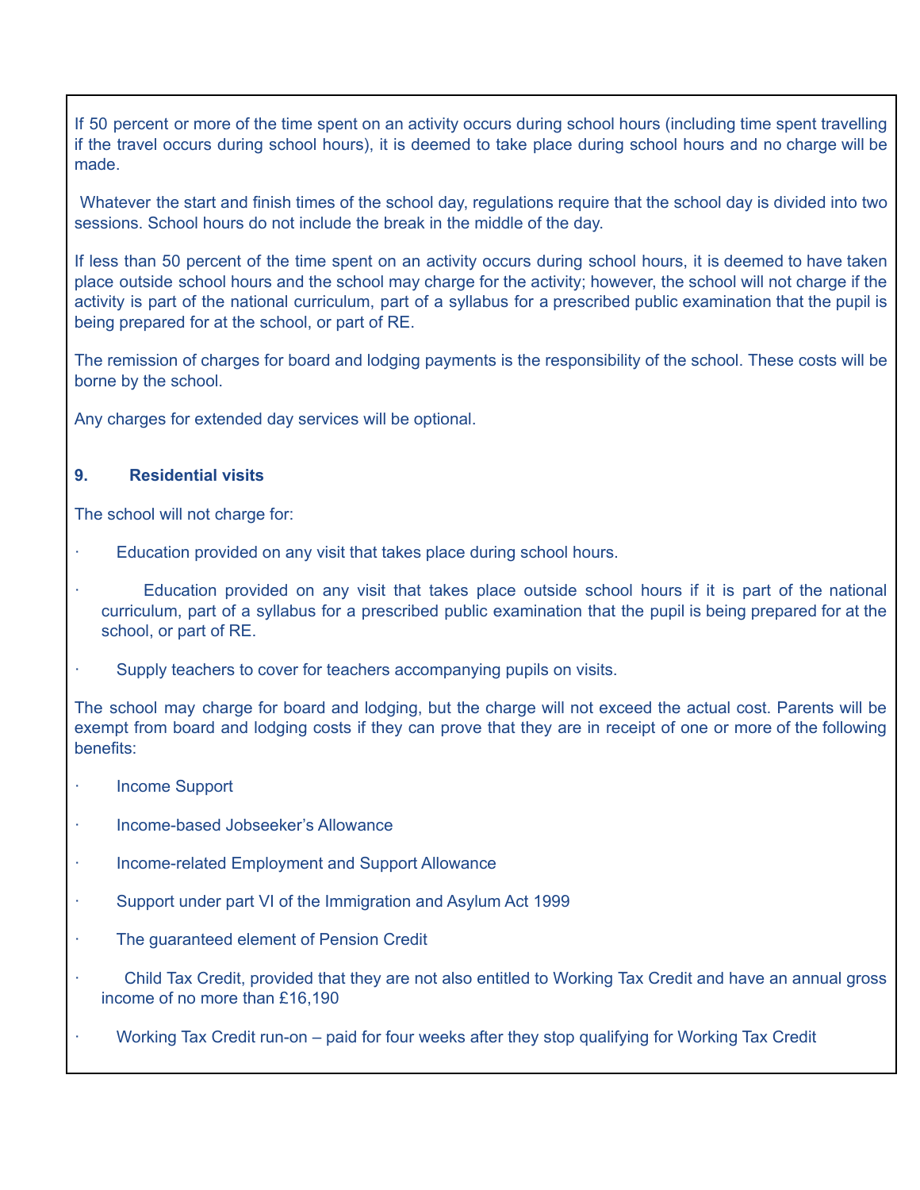If 50 percent or more of the time spent on an activity occurs during school hours (including time spent travelling if the travel occurs during school hours), it is deemed to take place during school hours and no charge will be made.

Whatever the start and finish times of the school day, regulations require that the school day is divided into two sessions. School hours do not include the break in the middle of the day.

If less than 50 percent of the time spent on an activity occurs during school hours, it is deemed to have taken place outside school hours and the school may charge for the activity; however, the school will not charge if the activity is part of the national curriculum, part of a syllabus for a prescribed public examination that the pupil is being prepared for at the school, or part of RE.

The remission of charges for board and lodging payments is the responsibility of the school. These costs will be borne by the school.

Any charges for extended day services will be optional.

### 9. Residential visits

The school will not charge for:

- Education provided on any visit that takes place during school hours.
- Education provided on any visit that takes place outside school hours if it is part of the national curriculum, part of a syllabus for a prescribed public examination that the pupil is being prepared for at the school, or part of RE.
- Supply teachers to cover for teachers accompanying pupils on visits.

The school may charge for board and lodging, but the charge will not exceed the actual cost. Parents will be exempt from board and lodging costs if they can prove that they are in receipt of one or more of the following benefits:

- Income Support
- Income-based Jobseeker's Allowance
- Income-related Employment and Support Allowance
- Support under part VI of the Immigration and Asylum Act 1999
- The guaranteed element of Pension Credit
- Child Tax Credit, provided that they are not also entitled to Working Tax Credit and have an annual gross income of no more than £16,190
- Working Tax Credit run-on – paid for four weeks after they stop qualifying for Working Tax Credit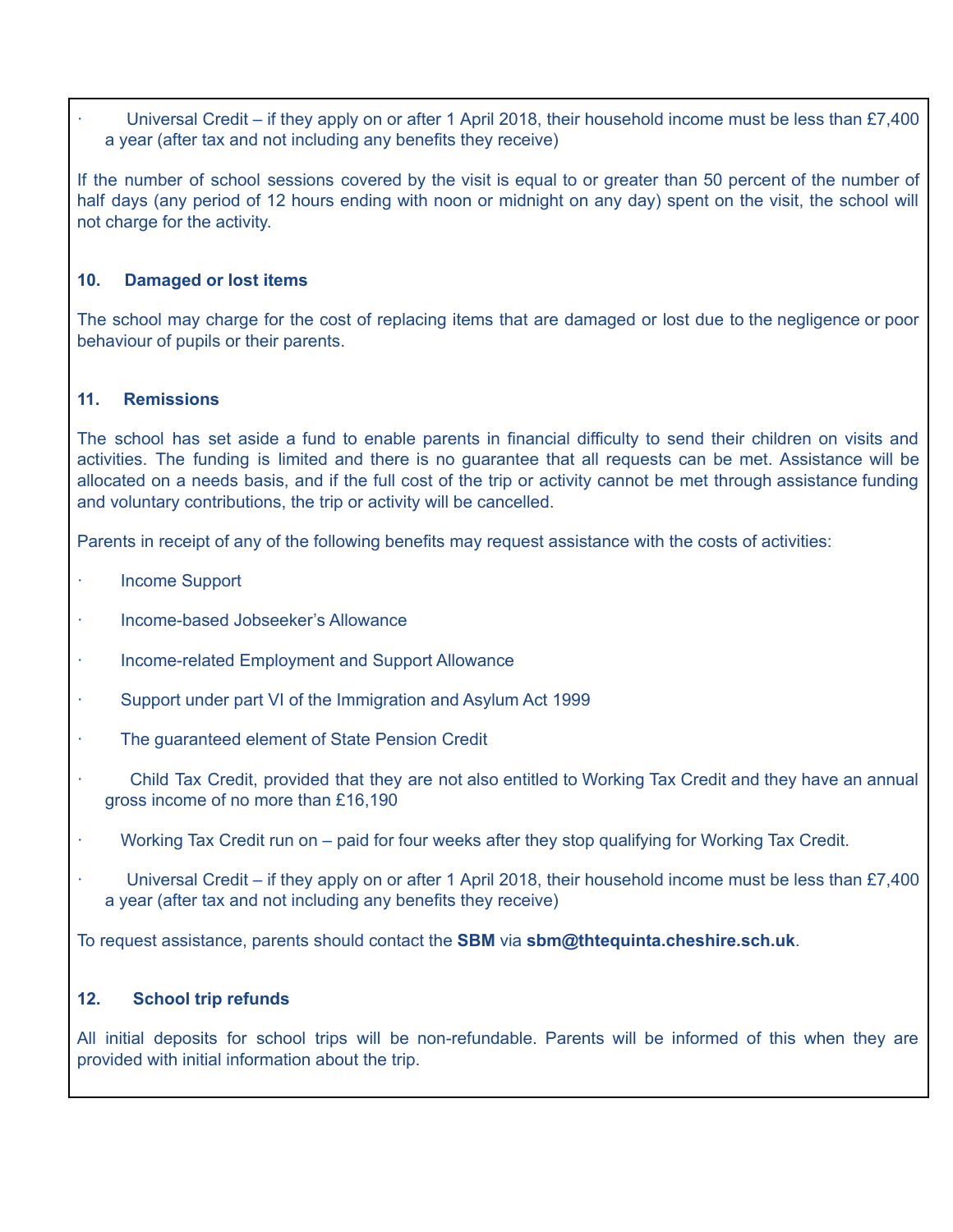- Universal Credit – if they apply on or after 1 April 2018, their household income must be less than £7,400 a year (after tax and not including any benefits they receive)

If the number of school sessions covered by the visit is equal to or greater than 50 percent of the number of half days (any period of 12 hours ending with noon or midnight on any day) spent on the visit, the school will not charge for the activity.

## 10. Damaged or lost items

The school may charge for the cost of replacing items that are damaged or lost due to the negligence or poor behaviour of pupils or their parents.

## 11. Remissions

The school has set aside a fund to enable parents in financial difficulty to send their children on visits and activities. The funding is limited and there is no guarantee that all requests can be met. Assistance will be allocated on a needs basis, and if the full cost of the trip or activity cannot be met through assistance funding and voluntary contributions, the trip or activity will be cancelled.

Parents in receipt of any of the following benefits may request assistance with the costs of activities:

- Income Support
- Income-based Jobseeker's Allowance
- Income-related Employment and Support Allowance
- Support under part VI of the Immigration and Asylum Act 1999
- The guaranteed element of State Pension Credit
- Child Tax Credit, provided that they are not also entitled to Working Tax Credit and they have an annual gross income of no more than £16,190
- Working Tax Credit run on – paid for four weeks after they stop qualifying for Working Tax Credit.
- Universal Credit – if they apply on or after 1 April 2018, their household income must be less than £7,400 a year (after tax and not including any benefits they receive)

To request assistance, parents should contact the **SBM** via **sbm@thtequinta.cheshire.sch.uk**.

## 12. School trip refunds

All initial deposits for school trips will be non-refundable. Parents will be informed of this when they are provided with initial information about the trip.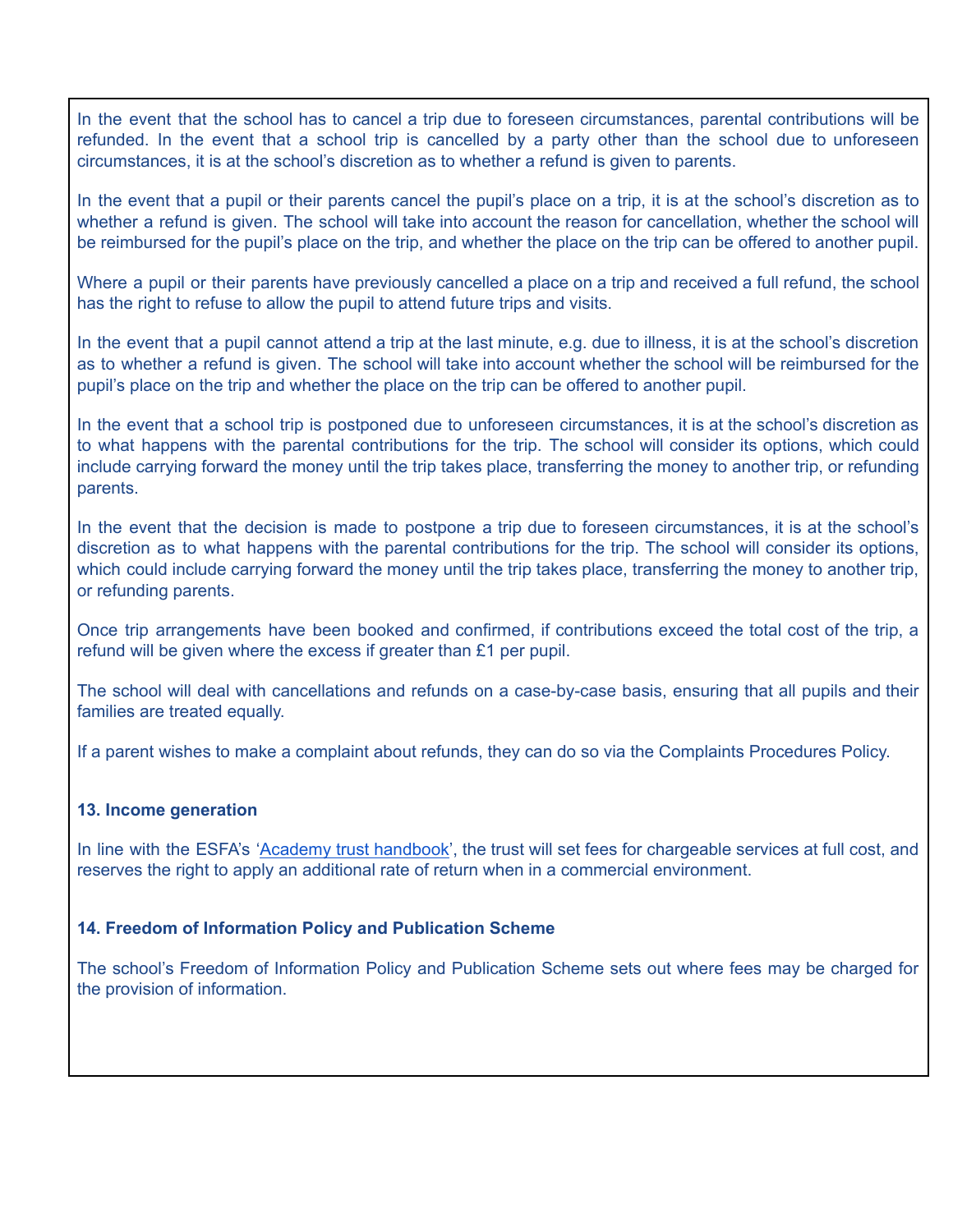In the event that the school has to cancel a trip due to foreseen circumstances, parental contributions will be refunded. In the event that a school trip is cancelled by a party other than the school due to unforeseen circumstances, it is at the school's discretion as to whether a refund is given to parents.

In the event that a pupil or their parents cancel the pupil's place on a trip, it is at the school's discretion as to whether a refund is given. The school will take into account the reason for cancellation, whether the school will be reimbursed for the pupil's place on the trip, and whether the place on the trip can be offered to another pupil.

Where a pupil or their parents have previously cancelled a place on a trip and received a full refund, the school has the right to refuse to allow the pupil to attend future trips and visits.

In the event that a pupil cannot attend a trip at the last minute, e.g. due to illness, it is at the school's discretion as to whether a refund is given. The school will take into account whether the school will be reimbursed for the pupil's place on the trip and whether the place on the trip can be offered to another pupil.

In the event that a school trip is postponed due to unforeseen circumstances, it is at the school's discretion as to what happens with the parental contributions for the trip. The school will consider its options, which could include carrying forward the money until the trip takes place, transferring the money to another trip, or refunding parents.

In the event that the decision is made to postpone a trip due to foreseen circumstances, it is at the school's discretion as to what happens with the parental contributions for the trip. The school will consider its options, which could include carrying forward the money until the trip takes place, transferring the money to another trip, or refunding parents.

Once trip arrangements have been booked and confirmed, if contributions exceed the total cost of the trip, a refund will be given where the excess if greater than £1 per pupil.

The school will deal with cancellations and refunds on a case-by-case basis, ensuring that all pupils and their families are treated equally.

If a parent wishes to make a complaint about refunds, they can do so via the Complaints Procedures Policy.

**13. Income generation**

In line with the ESFA's '[Academy trust handbook]', the trust will set fees for chargeable services at full cost, and reserves the right to apply an additional rate of return when in a commercial environment.

**14. Freedom of Information Policy and Publication Scheme**

The school's Freedom of Information Policy and Publication Scheme sets out where fees may be charged for the provision of information.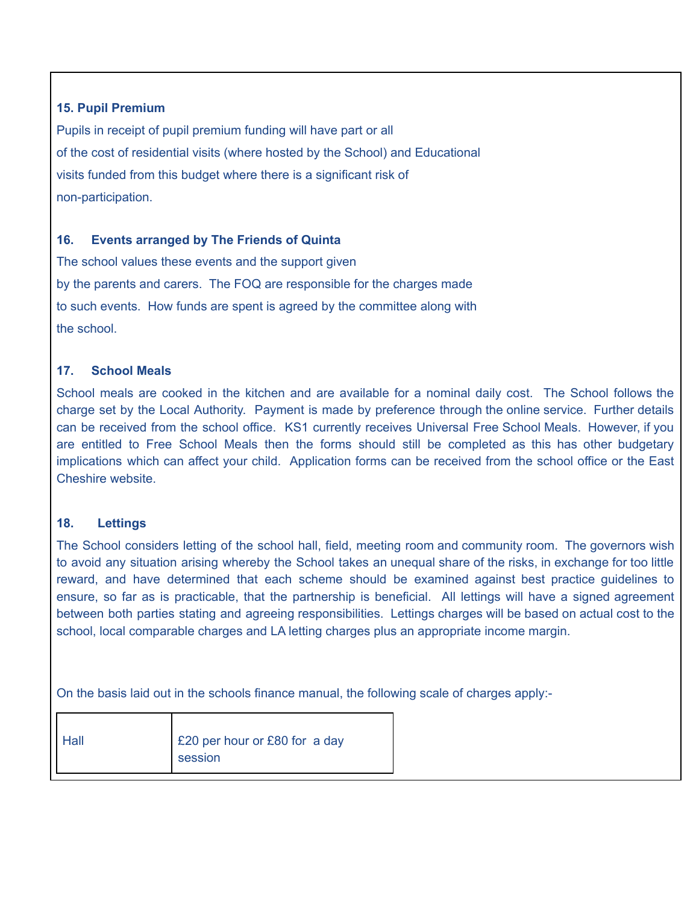**15. Pupil Premium**

Pupils in receipt of pupil premium funding will have part or all of the cost of residential visits (where hosted by the School) and Educational visits funded from this budget where there is a significant risk of non-participation.

**16. Events arranged by The Friends of Quinta**

The school values these events and the support given by the parents and carers. The FOQ are responsible for the charges made to such events. How funds are spent is agreed by the committee along with the school.

**17. School Meals**

School meals are cooked in the kitchen and are available for a nominal daily cost. The School follows the charge set by the Local Authority. Payment is made by preference through the online service. Further details can be received from the school office. KS1 currently receives Universal Free School Meals. However, if you are entitled to Free School Meals then the forms should still be completed as this has other budgetary implications which can affect your child. Application forms can be received from the school office or the East Cheshire website.

**18. Lettings**

The School considers letting of the school hall, field, meeting room and community room. The governors wish to avoid any situation arising whereby the School takes an unequal share of the risks, in exchange for too little reward, and have determined that each scheme should be examined against best practice guidelines to ensure, so far as is practicable, that the partnership is beneficial. All lettings will have a signed agreement between both parties stating and agreeing responsibilities. Lettings charges will be based on actual cost to the school, local comparable charges and LA letting charges plus an appropriate income margin.

On the basis laid out in the schools finance manual, the following scale of charges apply:-

| | |
|---|---|
| Hall | £20 per hour or £80 for a day session |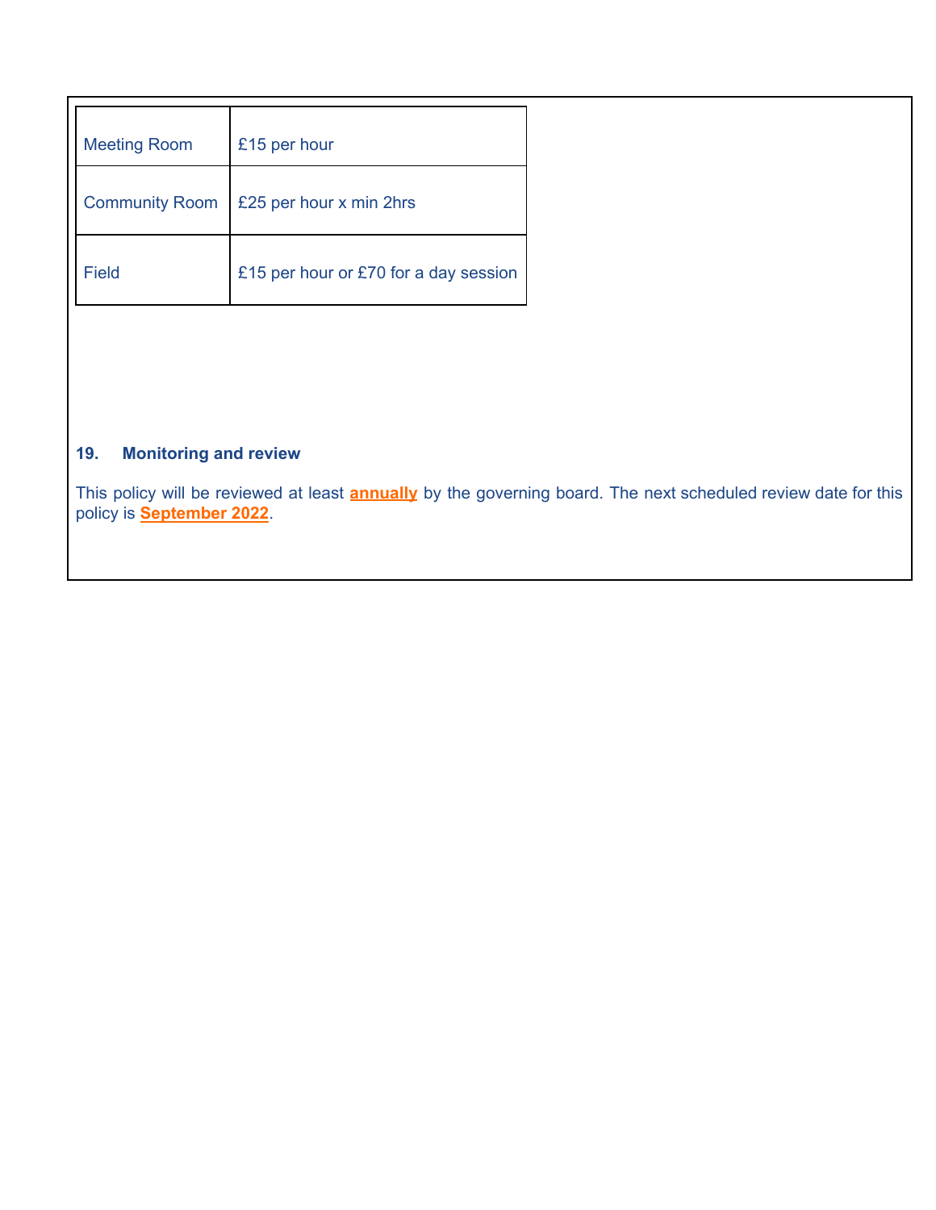| | |
|---|---|
| Meeting Room | £15 per hour |
| Community Room | £25 per hour x min 2hrs |
| Field | £15 per hour or £70 for a day session |

## 19. Monitoring and review

This policy will be reviewed at least **annually** by the governing board. The next scheduled review date for this policy is **September 2022**.